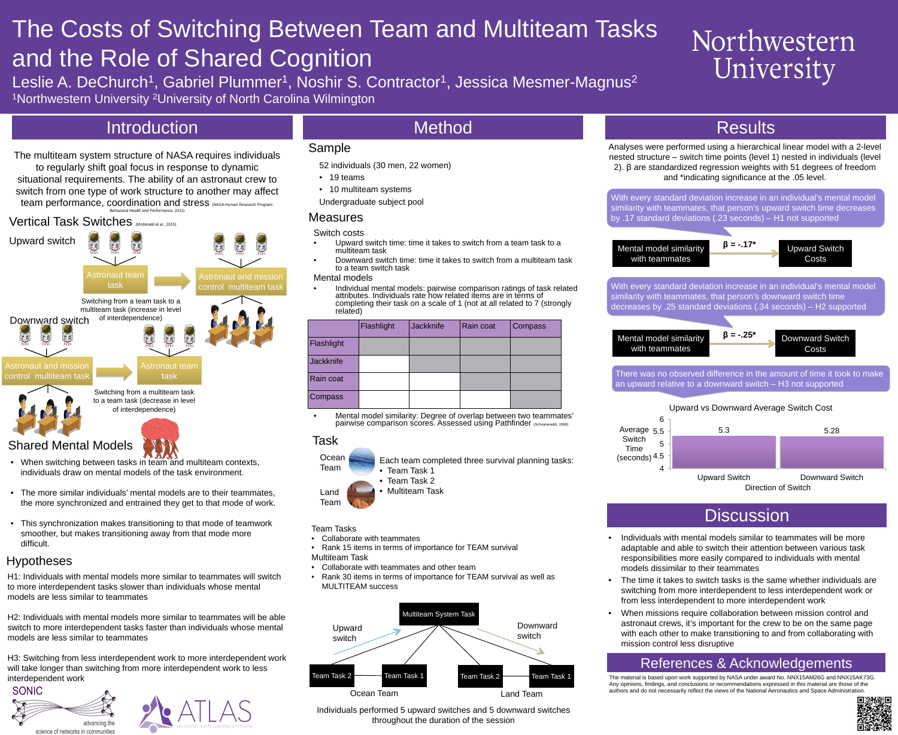# The Costs of Switching Between Team and Multiteam Tasks and the Role of Shared Cognition

Leslie A. DeChurch[1], Gabriel Plummer[1], Noshir S. Contractor[1], Jessica Mesmer-Magnus[2]

[1]Northwestern University [2]University of North Carolina Wilmington

Northwestern University

## Introduction

The multiteam system structure of NASA requires individuals to regularly shift goal focus in response to dynamic situational requirements. The ability of an astronaut crew to switch from one type of work structure to another may affect team performance, coordination and stress (NASA Human Research Program: Behavioral Health and Performance, 2011)

### Vertical Task Switches (Mcdonald et al., 2015)

Upward switch

Astronaut team task → Astronaut and mission control multiteam task

Switching from a team task to a multiteam task (increase in level of interdependence)

Downward switch

Astronaut and mission control multiteam task → Astronaut team task

Switching from a multiteam task to a team task (decrease in level of interdependence)

### Shared Mental Models

- When switching between tasks in team and multiteam contexts, individuals draw on mental models of the task environment.
- The more similar individuals' mental models are to their teammates, the more synchronized and entrained they get to that mode of work.
- This synchronization makes transitioning to that mode of teamwork smoother, but makes transitioning away from that mode more difficult.

### Hypotheses

H1: Individuals with mental models more similar to teammates will switch to more interdependent tasks slower than individuals whose mental models are less similar to teammates

H2: Individuals with mental models more similar to teammates will be able switch to more interdependent tasks faster than individuals whose mental models are less similar to teammates

H3: Switching from less interdependent work to more interdependent work will take longer than switching from more interdependent work to less interdependent work

SONIC — advancing the science of networks in communities

ATLAS — ADVANCING TEAMS, LEADERS & SYSTEMS

## Method

### Sample

52 individuals (30 men, 22 women)

- 19 teams
- 10 multiteam systems

Undergraduate subject pool

### Measures

Switch costs

- Upward switch time: time it takes to switch from a team task to a multiteam task
- Downward switch time: time it takes to switch from a multiteam task to a team switch task

Mental models

- Individual mental models: pairwise comparison ratings of task related attributes. Individuals rate how related items are in terms of completing their task on a scale of 1 (not at all related to 7 (strongly related)

| | Flashlight | Jackknife | Rain coat | Compass |
|---|---|---|---|---|
| Flashlight | | | | |
| Jackknife | | | | |
| Rain coat | | | | |
| Compass | | | | |

- Mental model similarity: Degree of overlap between two teammates' pairwise comparison scores. Assessed using Pathfinder (Schvaneveldt, 1990)

### Task

Ocean Team

Land Team

Each team completed three survival planning tasks:

- Team Task 1
- Team Task 2
- Multiteam Task

Team Tasks

- Collaborate with teammates
- Rank 15 items in terms of importance for TEAM survival

Multiteam Task

- Collaborate with teammates and other team
- Rank 30 items in terms of importance for TEAM survival as well as MULTITEAM success

Multiteam System Task; Upward switch; Downward switch; Team Task 2, Team Task 1 (Ocean Team); Team Task 2, Team Task 1 (Land Team)

Individuals performed 5 upward switches and 5 downward switches throughout the duration of the session

## Results

Analyses were performed using a hierarchical linear model with a 2-level nested structure – switch time points (level 1) nested in individuals (level 2). β are standardized regression weights with 51 degrees of freedom and *indicating significance at the .05 level.

With every standard deviation increase in an individual's mental model similarity with teammates, that person's upward switch time decreases by .17 standard deviations (.23 seconds) – H1 not supported

Mental model similarity with teammates → ($\beta = -.17^*$) → Upward Switch Costs

With every standard deviation increase in an individual's mental model similarity with teammates, that person's downward switch time decreases by .25 standard deviations (.34 seconds) – H2 supported

Mental model similarity with teammates → ($\beta = -.25^*$) → Downward Switch Costs

There was no observed difference in the amount of time it took to make an upward relative to a downward switch – H3 not supported

Upward vs Downward Average Switch Cost

| Direction of Switch | Average Switch Time (seconds) |
|---|---|
| Upward Switch | 5.3 |
| Downward Switch | 5.28 |

## Discussion

- Individuals with mental models similar to teammates will be more adaptable and able to switch their attention between various task responsibilities more easily compared to individuals with mental models dissimilar to their teammates
- The time it takes to switch tasks is the same whether individuals are switching from more interdependent to less interdependent work or from less interdependent to more interdependent work
- When missions require collaboration between mission control and astronaut crews, it's important for the crew to be on the same page with each other to make transitioning to and from collaborating with mission control less disruptive

## References & Acknowledgements

The material is based upon work supported by NASA under award No. NNX15AM26G and NNX15AK73G. Any opinions, findings, and conclusions or recommendations expressed in this material are those of the authors and do not necessarily reflect the views of the National Aeronautics and Space Administration.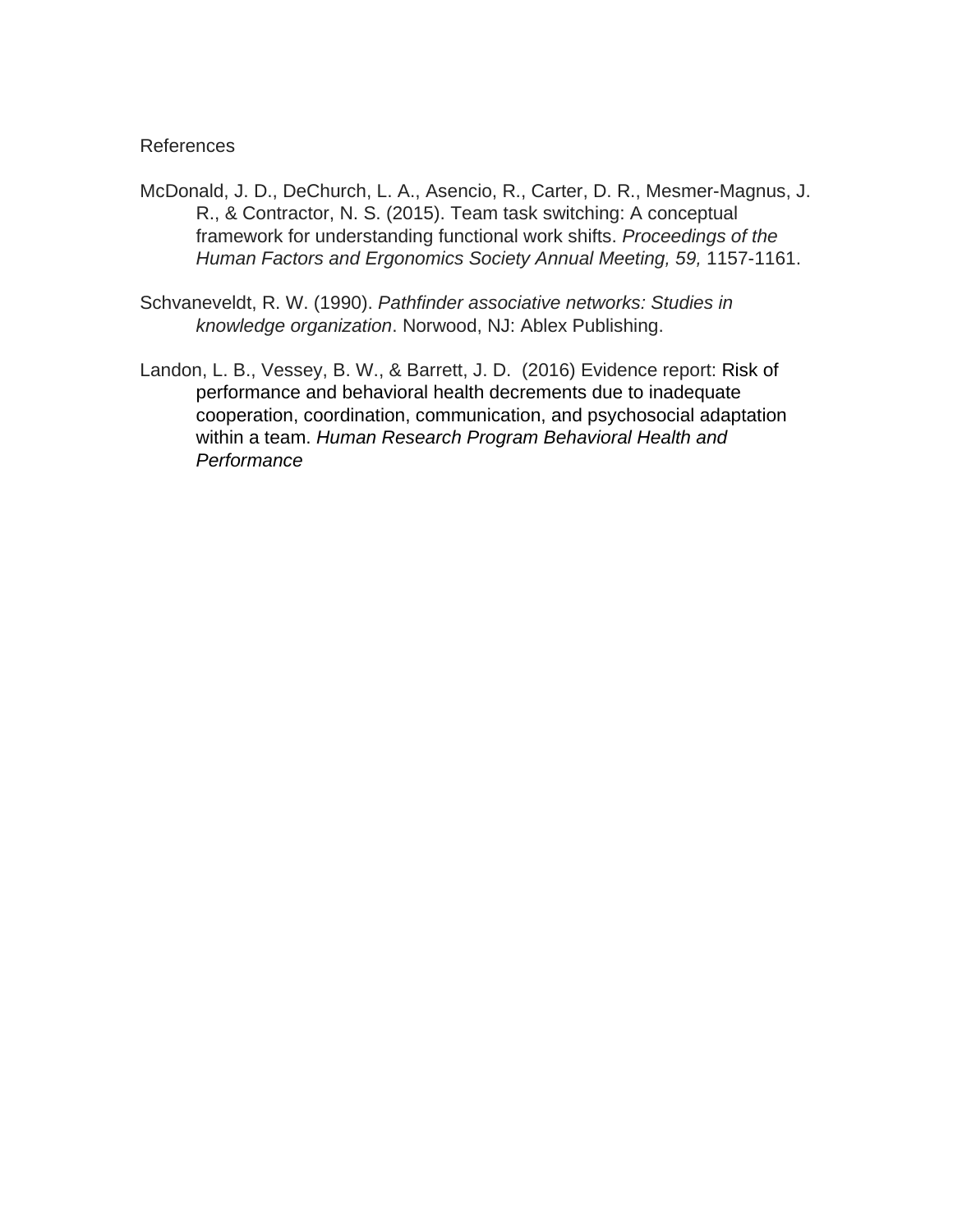References

McDonald, J. D., DeChurch, L. A., Asencio, R., Carter, D. R., Mesmer-Magnus, J. R., & Contractor, N. S. (2015). Team task switching: A conceptual framework for understanding functional work shifts. *Proceedings of the Human Factors and Ergonomics Society Annual Meeting, 59,* 1157-1161.

Schvaneveldt, R. W. (1990). *Pathfinder associative networks: Studies in knowledge organization*. Norwood, NJ: Ablex Publishing.

Landon, L. B., Vessey, B. W., & Barrett, J. D. (2016) Evidence report: Risk of performance and behavioral health decrements due to inadequate cooperation, coordination, communication, and psychosocial adaptation within a team. *Human Research Program Behavioral Health and Performance*